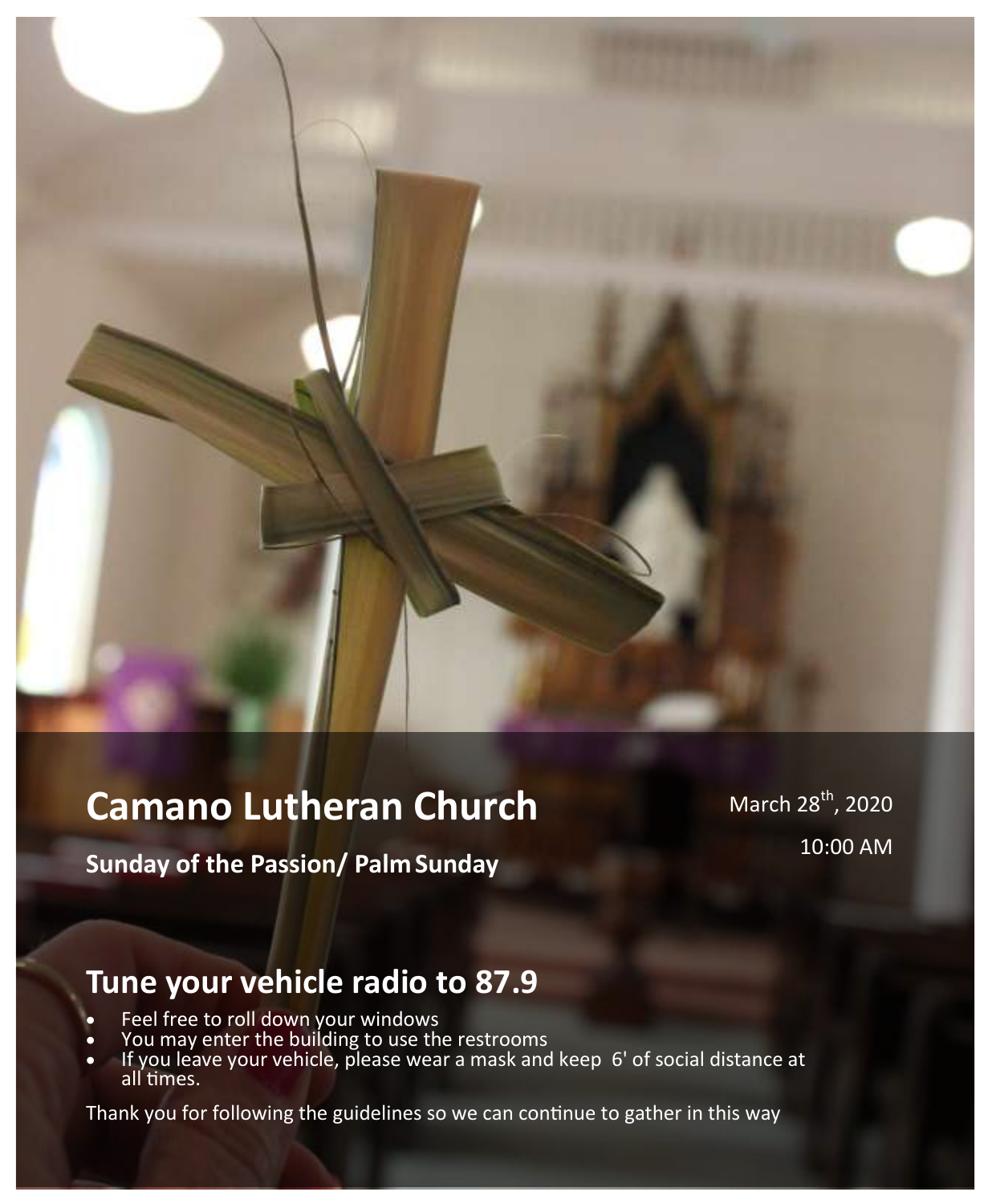# Camano Lutheran Church

March 28th, 2020

10:00 AM

**Sunday of the Passion/ Palm Sunday**

## Tune your vehicle radio to 87.9

- Feel free to roll down your windows
- You may enter the building to use the restrooms
- If you leave your vehicle, please wear a mask and keep 6' of social distance at all times.

Thank you for following the guidelines so we can continue to gather in this way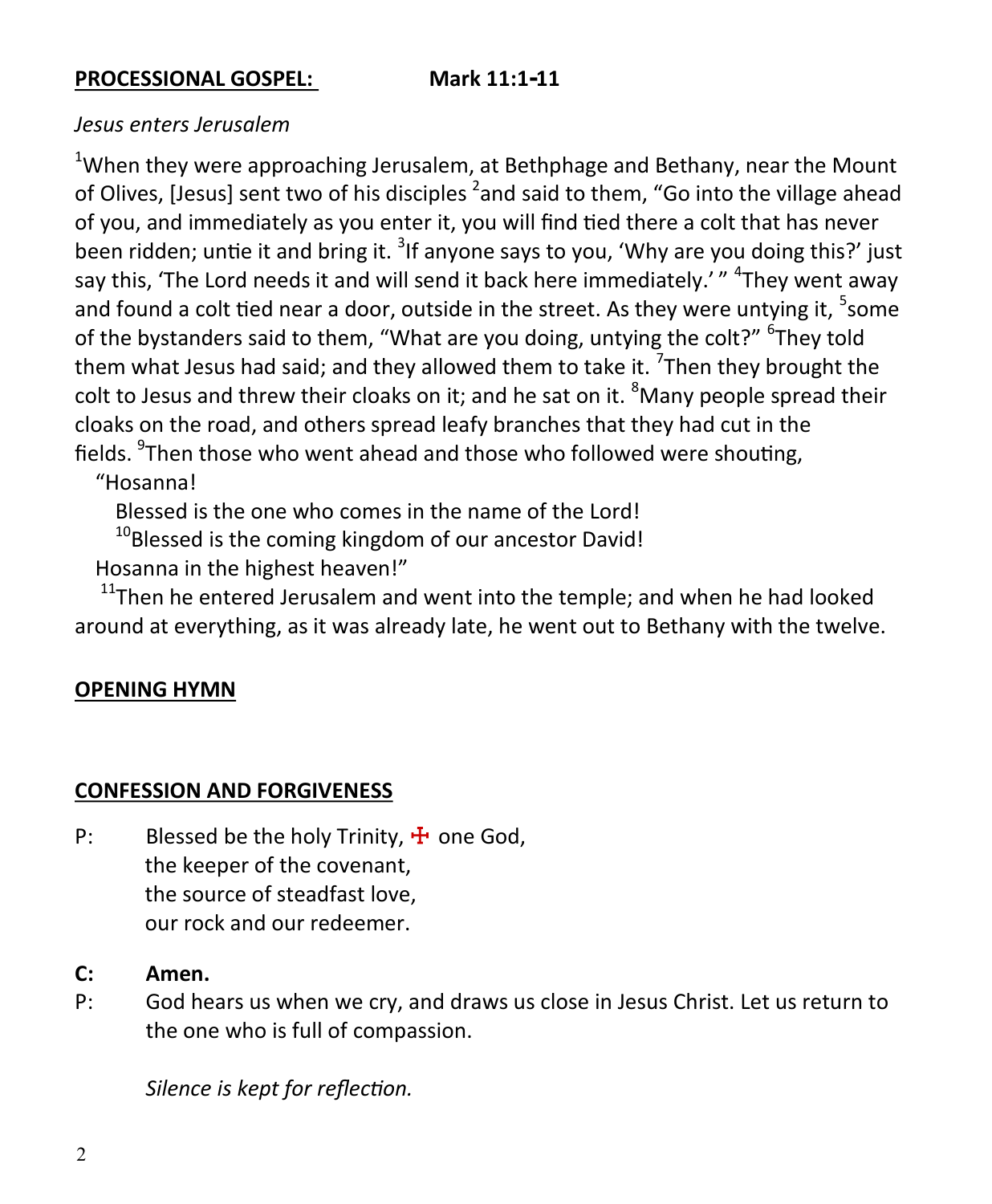**PROCESSIONAL GOSPEL:** **Mark 11:1-11**

*Jesus enters Jerusalem*

[1]When they were approaching Jerusalem, at Bethphage and Bethany, near the Mount of Olives, [Jesus] sent two of his disciples [2]and said to them, "Go into the village ahead of you, and immediately as you enter it, you will find tied there a colt that has never been ridden; untie it and bring it. [3]If anyone says to you, 'Why are you doing this?' just say this, 'The Lord needs it and will send it back here immediately.' " [4]They went away and found a colt tied near a door, outside in the street. As they were untying it, [5]some of the bystanders said to them, "What are you doing, untying the colt?" [6]They told them what Jesus had said; and they allowed them to take it. [7]Then they brought the colt to Jesus and threw their cloaks on it; and he sat on it. [8]Many people spread their cloaks on the road, and others spread leafy branches that they had cut in the fields. [9]Then those who went ahead and those who followed were shouting,

"Hosanna!
Blessed is the one who comes in the name of the Lord!
[10]Blessed is the coming kingdom of our ancestor David!
Hosanna in the highest heaven!"

[11]Then he entered Jerusalem and went into the temple; and when he had looked around at everything, as it was already late, he went out to Bethany with the twelve.

**OPENING HYMN**

**CONFESSION AND FORGIVENESS**

P: Blessed be the holy Trinity, ☩ one God,
the keeper of the covenant,
the source of steadfast love,
our rock and our redeemer.

**C: Amen.**

P: God hears us when we cry, and draws us close in Jesus Christ. Let us return to the one who is full of compassion.

*Silence is kept for reflection.*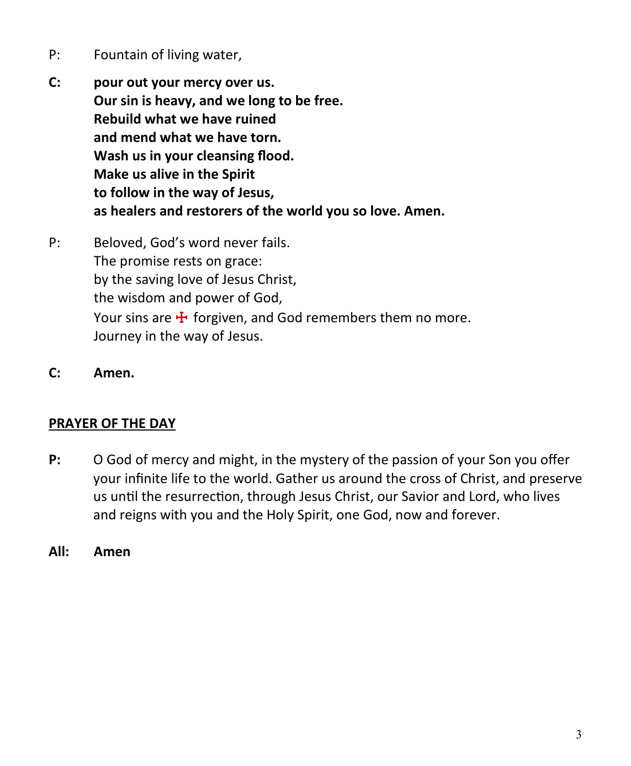P: Fountain of living water,

**C: pour out your mercy over us.**
**Our sin is heavy, and we long to be free.**
**Rebuild what we have ruined**
**and mend what we have torn.**
**Wash us in your cleansing flood.**
**Make us alive in the Spirit**
**to follow in the way of Jesus,**
**as healers and restorers of the world you so love. Amen.**

P: Beloved, God's word never fails.
The promise rests on grace:
by the saving love of Jesus Christ,
the wisdom and power of God,
Your sins are ☩ forgiven, and God remembers them no more.
Journey in the way of Jesus.

**C: Amen.**

## PRAYER OF THE DAY

**P:** O God of mercy and might, in the mystery of the passion of your Son you offer your infinite life to the world. Gather us around the cross of Christ, and preserve us until the resurrection, through Jesus Christ, our Savior and Lord, who lives and reigns with you and the Holy Spirit, one God, now and forever.

**All: Amen**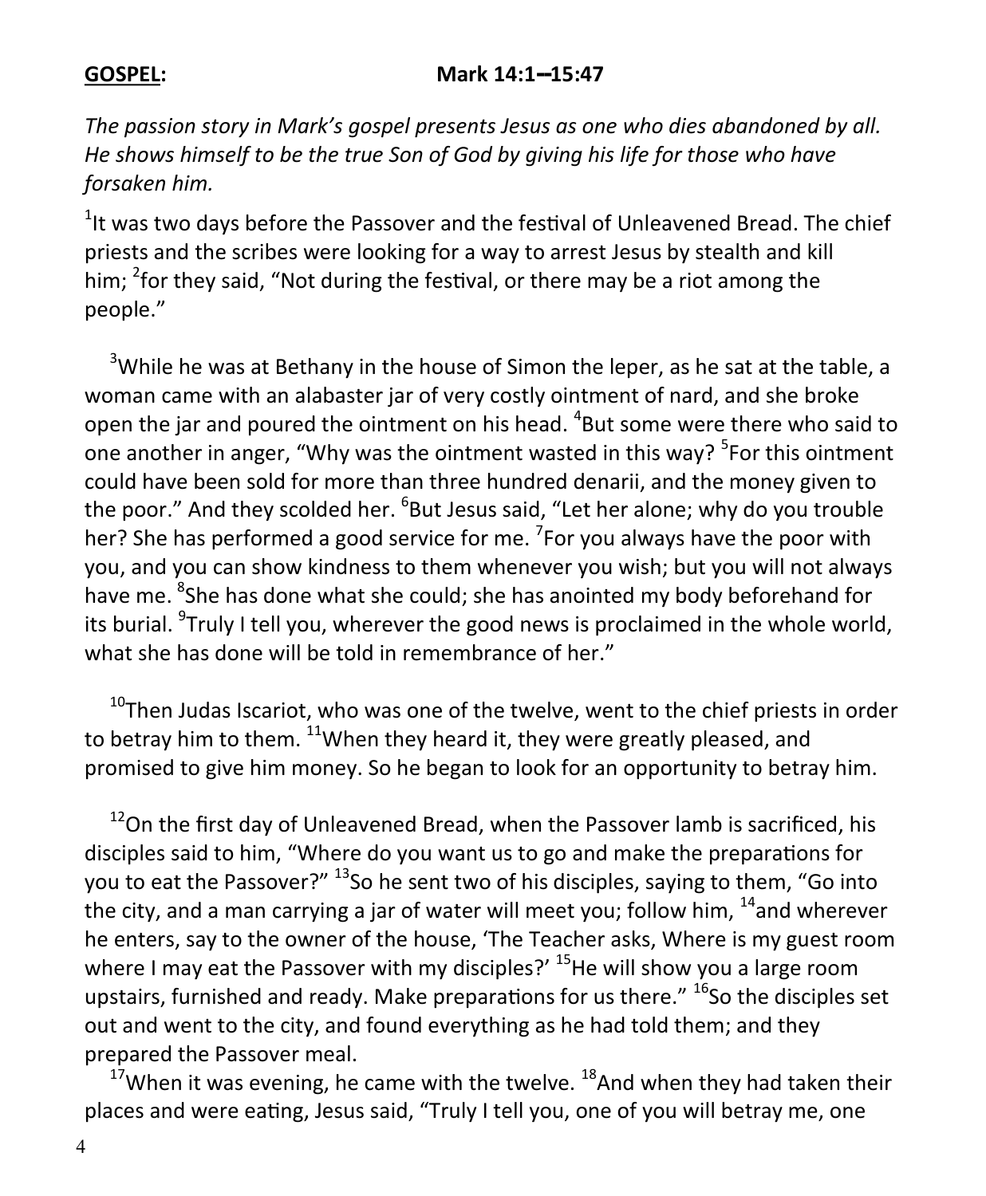**GOSPEL:** **Mark 14:1–15:47**

*The passion story in Mark's gospel presents Jesus as one who dies abandoned by all. He shows himself to be the true Son of God by giving his life for those who have forsaken him.*

[1]It was two days before the Passover and the festival of Unleavened Bread. The chief priests and the scribes were looking for a way to arrest Jesus by stealth and kill him; [2]for they said, "Not during the festival, or there may be a riot among the people."

[3]While he was at Bethany in the house of Simon the leper, as he sat at the table, a woman came with an alabaster jar of very costly ointment of nard, and she broke open the jar and poured the ointment on his head. [4]But some were there who said to one another in anger, "Why was the ointment wasted in this way? [5]For this ointment could have been sold for more than three hundred denarii, and the money given to the poor." And they scolded her. [6]But Jesus said, "Let her alone; why do you trouble her? She has performed a good service for me. [7]For you always have the poor with you, and you can show kindness to them whenever you wish; but you will not always have me. [8]She has done what she could; she has anointed my body beforehand for its burial. [9]Truly I tell you, wherever the good news is proclaimed in the whole world, what she has done will be told in remembrance of her."

[10]Then Judas Iscariot, who was one of the twelve, went to the chief priests in order to betray him to them. [11]When they heard it, they were greatly pleased, and promised to give him money. So he began to look for an opportunity to betray him.

[12]On the first day of Unleavened Bread, when the Passover lamb is sacrificed, his disciples said to him, "Where do you want us to go and make the preparations for you to eat the Passover?" [13]So he sent two of his disciples, saying to them, "Go into the city, and a man carrying a jar of water will meet you; follow him, [14]and wherever he enters, say to the owner of the house, 'The Teacher asks, Where is my guest room where I may eat the Passover with my disciples?' [15]He will show you a large room upstairs, furnished and ready. Make preparations for us there." [16]So the disciples set out and went to the city, and found everything as he had told them; and they prepared the Passover meal.

[17]When it was evening, he came with the twelve. [18]And when they had taken their places and were eating, Jesus said, "Truly I tell you, one of you will betray me, one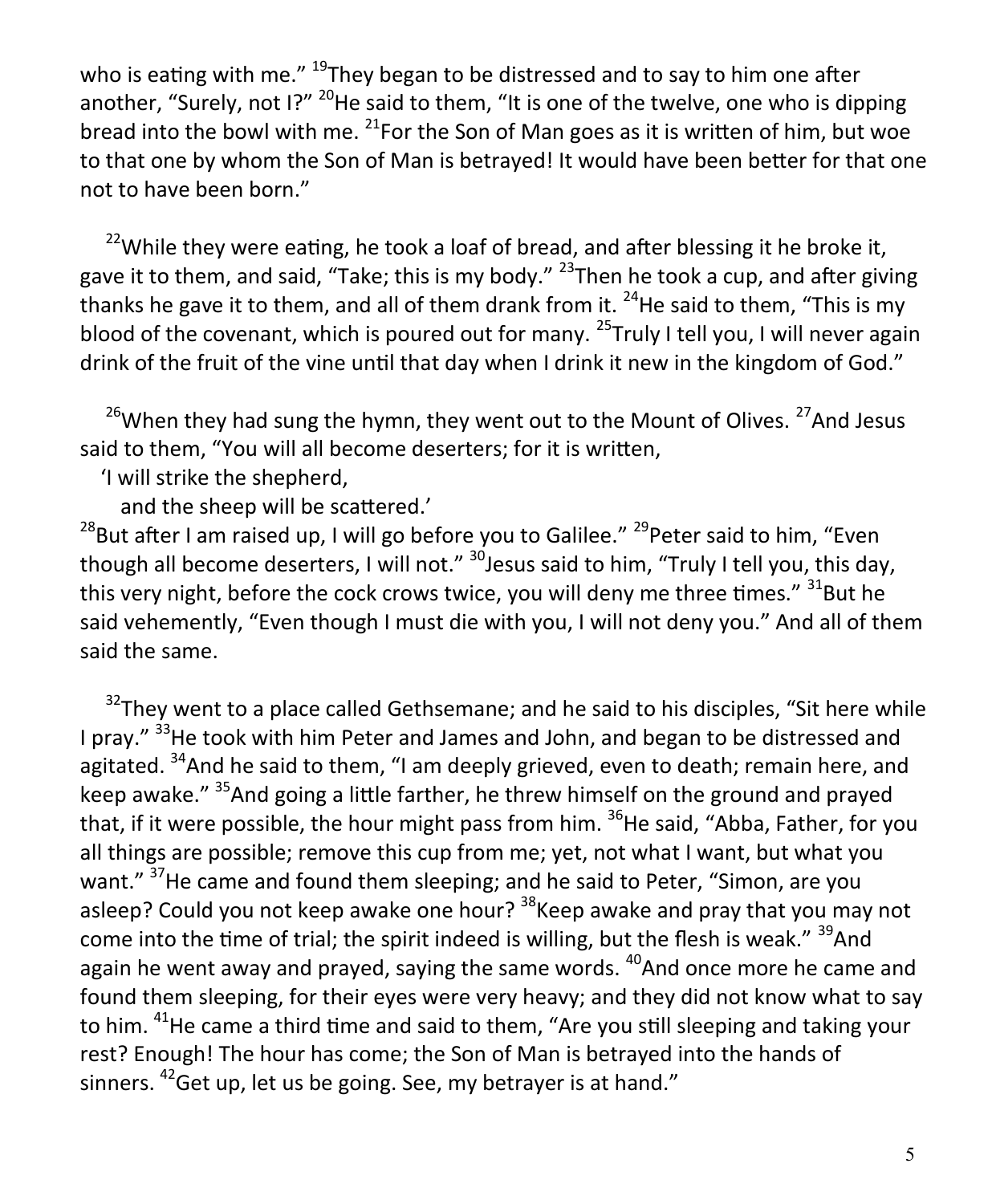who is eating with me." [19]They began to be distressed and to say to him one after another, "Surely, not I?" [20]He said to them, "It is one of the twelve, one who is dipping bread into the bowl with me. [21]For the Son of Man goes as it is written of him, but woe to that one by whom the Son of Man is betrayed! It would have been better for that one not to have been born."

[22]While they were eating, he took a loaf of bread, and after blessing it he broke it, gave it to them, and said, "Take; this is my body." [23]Then he took a cup, and after giving thanks he gave it to them, and all of them drank from it. [24]He said to them, "This is my blood of the covenant, which is poured out for many. [25]Truly I tell you, I will never again drink of the fruit of the vine until that day when I drink it new in the kingdom of God."

[26]When they had sung the hymn, they went out to the Mount of Olives. [27]And Jesus said to them, "You will all become deserters; for it is written,

'I will strike the shepherd,
  and the sheep will be scattered.'

[28]But after I am raised up, I will go before you to Galilee." [29]Peter said to him, "Even though all become deserters, I will not." [30]Jesus said to him, "Truly I tell you, this day, this very night, before the cock crows twice, you will deny me three times." [31]But he said vehemently, "Even though I must die with you, I will not deny you." And all of them said the same.

[32]They went to a place called Gethsemane; and he said to his disciples, "Sit here while I pray." [33]He took with him Peter and James and John, and began to be distressed and agitated. [34]And he said to them, "I am deeply grieved, even to death; remain here, and keep awake." [35]And going a little farther, he threw himself on the ground and prayed that, if it were possible, the hour might pass from him. [36]He said, "Abba, Father, for you all things are possible; remove this cup from me; yet, not what I want, but what you want." [37]He came and found them sleeping; and he said to Peter, "Simon, are you asleep? Could you not keep awake one hour? [38]Keep awake and pray that you may not come into the time of trial; the spirit indeed is willing, but the flesh is weak." [39]And again he went away and prayed, saying the same words. [40]And once more he came and found them sleeping, for their eyes were very heavy; and they did not know what to say to him. [41]He came a third time and said to them, "Are you still sleeping and taking your rest? Enough! The hour has come; the Son of Man is betrayed into the hands of sinners. [42]Get up, let us be going. See, my betrayer is at hand."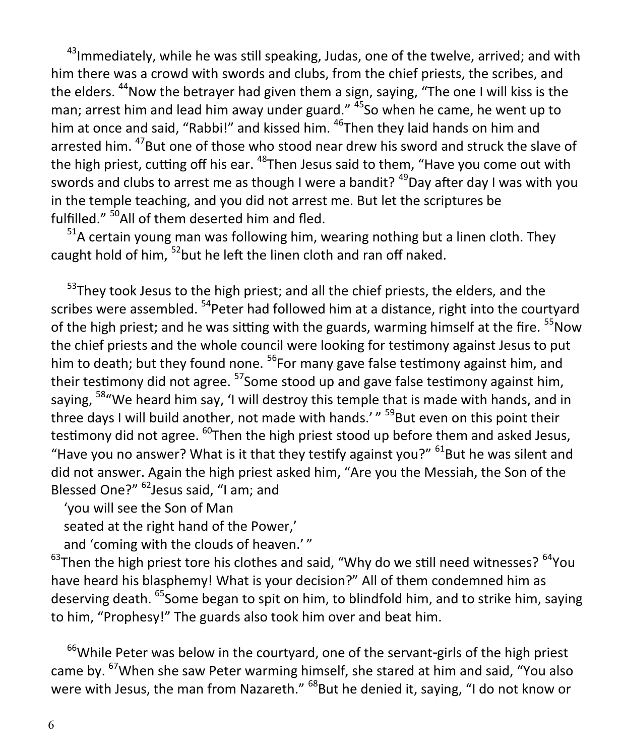[43]Immediately, while he was still speaking, Judas, one of the twelve, arrived; and with him there was a crowd with swords and clubs, from the chief priests, the scribes, and the elders. [44]Now the betrayer had given them a sign, saying, "The one I will kiss is the man; arrest him and lead him away under guard." [45]So when he came, he went up to him at once and said, "Rabbi!" and kissed him. [46]Then they laid hands on him and arrested him. [47]But one of those who stood near drew his sword and struck the slave of the high priest, cutting off his ear. [48]Then Jesus said to them, "Have you come out with swords and clubs to arrest me as though I were a bandit? [49]Day after day I was with you in the temple teaching, and you did not arrest me. But let the scriptures be fulfilled." [50]All of them deserted him and fled.

[51]A certain young man was following him, wearing nothing but a linen cloth. They caught hold of him, [52]but he left the linen cloth and ran off naked.

[53]They took Jesus to the high priest; and all the chief priests, the elders, and the scribes were assembled. [54]Peter had followed him at a distance, right into the courtyard of the high priest; and he was sitting with the guards, warming himself at the fire. [55]Now the chief priests and the whole council were looking for testimony against Jesus to put him to death; but they found none. [56]For many gave false testimony against him, and their testimony did not agree. [57]Some stood up and gave false testimony against him, saying, [58]"We heard him say, 'I will destroy this temple that is made with hands, and in three days I will build another, not made with hands.' " [59]But even on this point their testimony did not agree. [60]Then the high priest stood up before them and asked Jesus, "Have you no answer? What is it that they testify against you?" [61]But he was silent and did not answer. Again the high priest asked him, "Are you the Messiah, the Son of the Blessed One?" [62]Jesus said, "I am; and

'you will see the Son of Man
seated at the right hand of the Power,'
and 'coming with the clouds of heaven.' "

[63]Then the high priest tore his clothes and said, "Why do we still need witnesses? [64]You have heard his blasphemy! What is your decision?" All of them condemned him as deserving death. [65]Some began to spit on him, to blindfold him, and to strike him, saying to him, "Prophesy!" The guards also took him over and beat him.

[66]While Peter was below in the courtyard, one of the servant-girls of the high priest came by. [67]When she saw Peter warming himself, she stared at him and said, "You also were with Jesus, the man from Nazareth." [68]But he denied it, saying, "I do not know or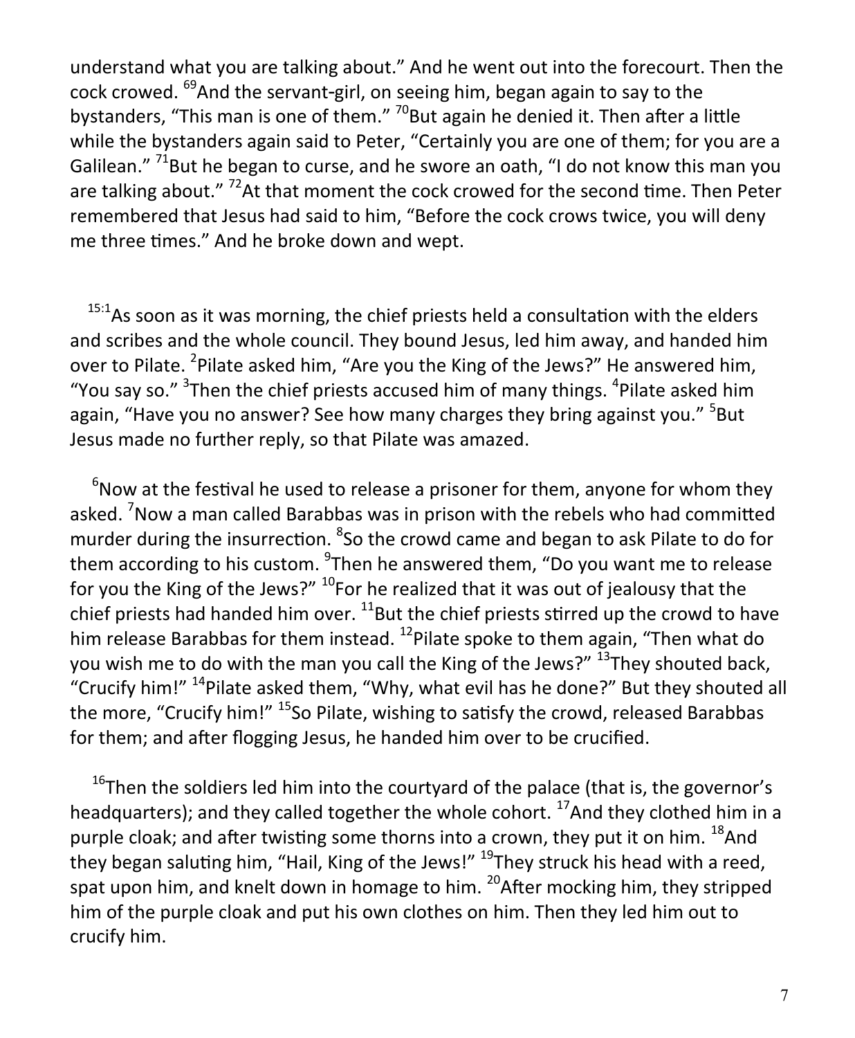understand what you are talking about." And he went out into the forecourt. Then the cock crowed. [69]And the servant-girl, on seeing him, began again to say to the bystanders, "This man is one of them." [70]But again he denied it. Then after a little while the bystanders again said to Peter, "Certainly you are one of them; for you are a Galilean." [71]But he began to curse, and he swore an oath, "I do not know this man you are talking about." [72]At that moment the cock crowed for the second time. Then Peter remembered that Jesus had said to him, "Before the cock crows twice, you will deny me three times." And he broke down and wept.

[15:1]As soon as it was morning, the chief priests held a consultation with the elders and scribes and the whole council. They bound Jesus, led him away, and handed him over to Pilate. [2]Pilate asked him, "Are you the King of the Jews?" He answered him, "You say so." [3]Then the chief priests accused him of many things. [4]Pilate asked him again, "Have you no answer? See how many charges they bring against you." [5]But Jesus made no further reply, so that Pilate was amazed.

[6]Now at the festival he used to release a prisoner for them, anyone for whom they asked. [7]Now a man called Barabbas was in prison with the rebels who had committed murder during the insurrection. [8]So the crowd came and began to ask Pilate to do for them according to his custom. [9]Then he answered them, "Do you want me to release for you the King of the Jews?" [10]For he realized that it was out of jealousy that the chief priests had handed him over. [11]But the chief priests stirred up the crowd to have him release Barabbas for them instead. [12]Pilate spoke to them again, "Then what do you wish me to do with the man you call the King of the Jews?" [13]They shouted back, "Crucify him!" [14]Pilate asked them, "Why, what evil has he done?" But they shouted all the more, "Crucify him!" [15]So Pilate, wishing to satisfy the crowd, released Barabbas for them; and after flogging Jesus, he handed him over to be crucified.

[16]Then the soldiers led him into the courtyard of the palace (that is, the governor's headquarters); and they called together the whole cohort. [17]And they clothed him in a purple cloak; and after twisting some thorns into a crown, they put it on him. [18]And they began saluting him, "Hail, King of the Jews!" [19]They struck his head with a reed, spat upon him, and knelt down in homage to him. [20]After mocking him, they stripped him of the purple cloak and put his own clothes on him. Then they led him out to crucify him.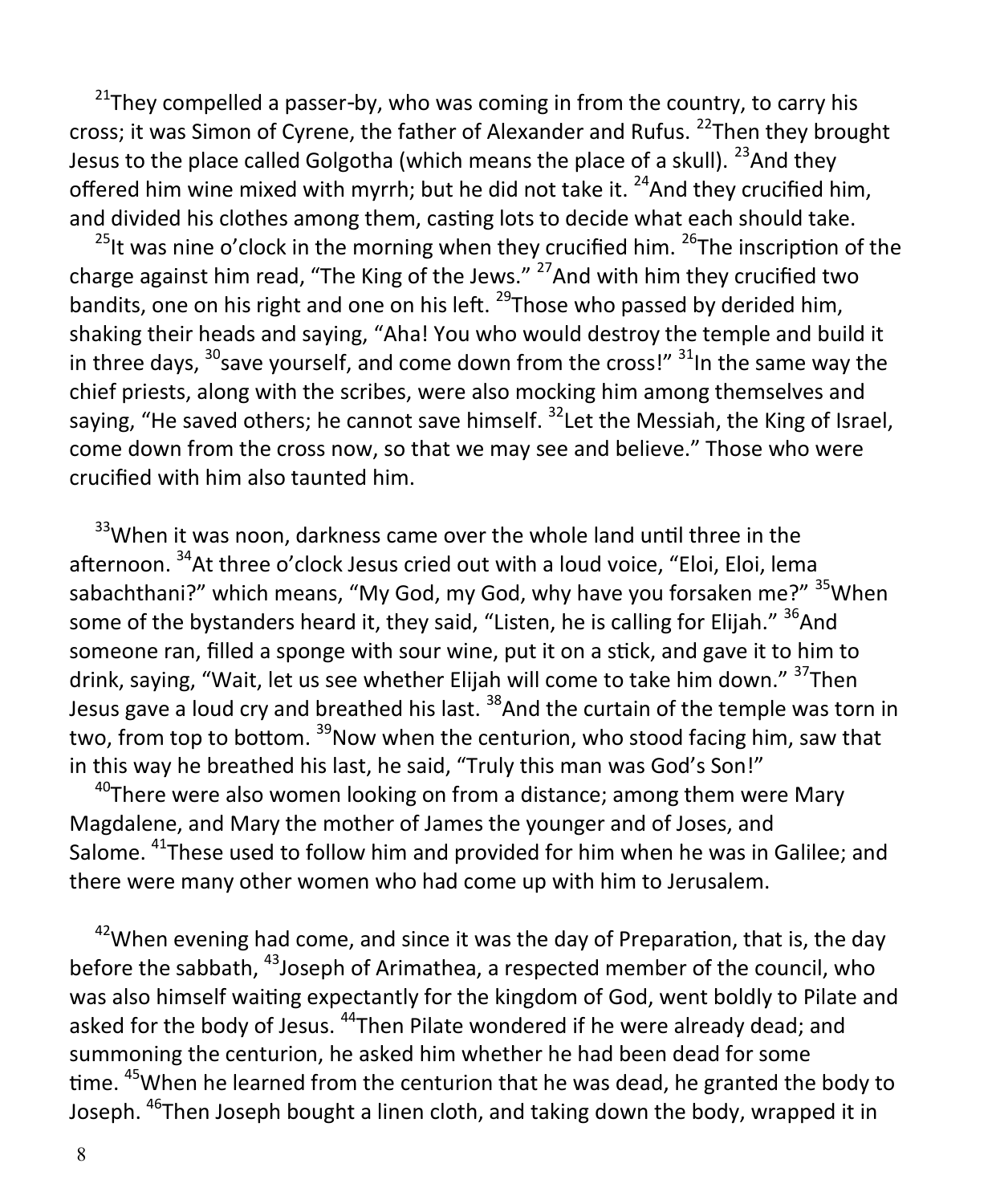[21]They compelled a passer-by, who was coming in from the country, to carry his cross; it was Simon of Cyrene, the father of Alexander and Rufus. [22]Then they brought Jesus to the place called Golgotha (which means the place of a skull). [23]And they offered him wine mixed with myrrh; but he did not take it. [24]And they crucified him, and divided his clothes among them, casting lots to decide what each should take.

[25]It was nine o'clock in the morning when they crucified him. [26]The inscription of the charge against him read, "The King of the Jews." [27]And with him they crucified two bandits, one on his right and one on his left. [29]Those who passed by derided him, shaking their heads and saying, "Aha! You who would destroy the temple and build it in three days, [30]save yourself, and come down from the cross!" [31]In the same way the chief priests, along with the scribes, were also mocking him among themselves and saying, "He saved others; he cannot save himself. [32]Let the Messiah, the King of Israel, come down from the cross now, so that we may see and believe." Those who were crucified with him also taunted him.

[33]When it was noon, darkness came over the whole land until three in the afternoon. [34]At three o'clock Jesus cried out with a loud voice, "Eloi, Eloi, lema sabachthani?" which means, "My God, my God, why have you forsaken me?" [35]When some of the bystanders heard it, they said, "Listen, he is calling for Elijah." [36]And someone ran, filled a sponge with sour wine, put it on a stick, and gave it to him to drink, saying, "Wait, let us see whether Elijah will come to take him down." [37]Then Jesus gave a loud cry and breathed his last. [38]And the curtain of the temple was torn in two, from top to bottom. [39]Now when the centurion, who stood facing him, saw that in this way he breathed his last, he said, "Truly this man was God's Son!"

[40]There were also women looking on from a distance; among them were Mary Magdalene, and Mary the mother of James the younger and of Joses, and Salome. [41]These used to follow him and provided for him when he was in Galilee; and there were many other women who had come up with him to Jerusalem.

[42]When evening had come, and since it was the day of Preparation, that is, the day before the sabbath, [43]Joseph of Arimathea, a respected member of the council, who was also himself waiting expectantly for the kingdom of God, went boldly to Pilate and asked for the body of Jesus. [44]Then Pilate wondered if he were already dead; and summoning the centurion, he asked him whether he had been dead for some time. [45]When he learned from the centurion that he was dead, he granted the body to Joseph. [46]Then Joseph bought a linen cloth, and taking down the body, wrapped it in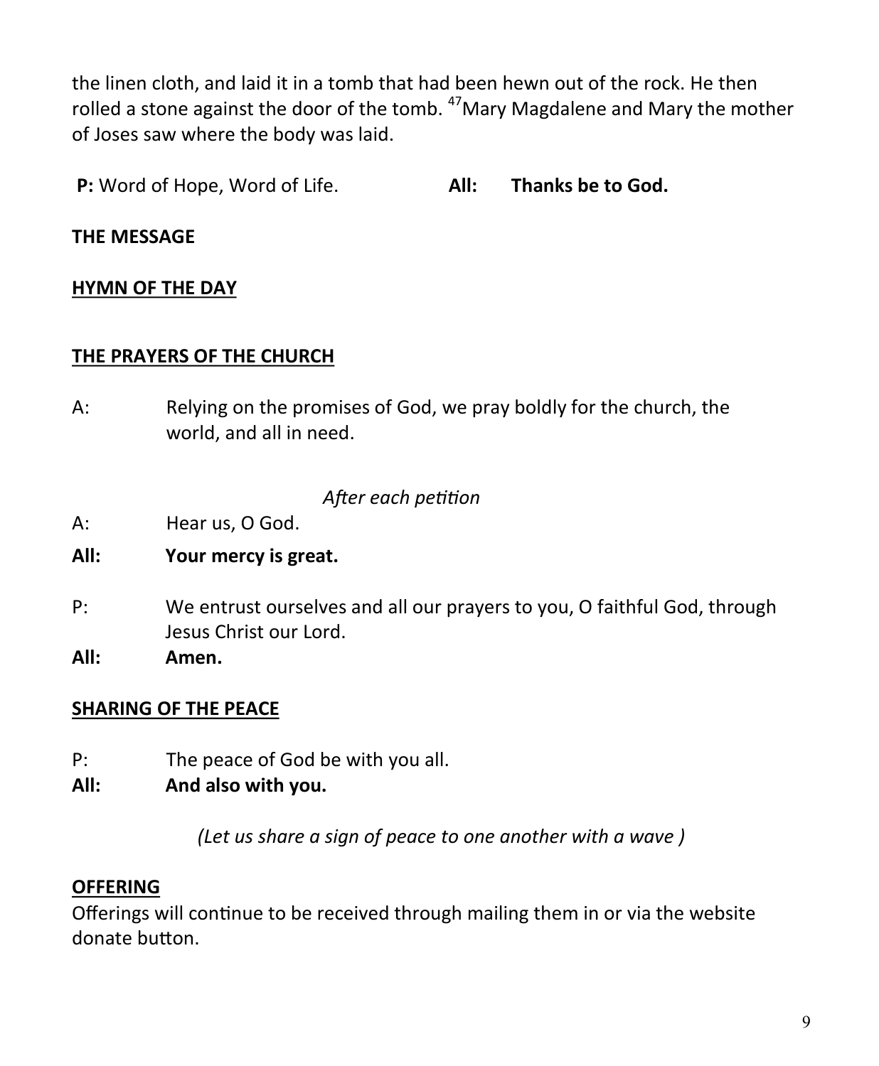the linen cloth, and laid it in a tomb that had been hewn out of the rock. He then rolled a stone against the door of the tomb. [47]Mary Magdalene and Mary the mother of Joses saw where the body was laid.

**P:** Word of Hope, Word of Life. **All: Thanks be to God.**

**THE MESSAGE**

**HYMN OF THE DAY**

**THE PRAYERS OF THE CHURCH**

A: Relying on the promises of God, we pray boldly for the church, the world, and all in need.

*After each petition*

A: Hear us, O God.

**All: Your mercy is great.**

P: We entrust ourselves and all our prayers to you, O faithful God, through Jesus Christ our Lord.

**All: Amen.**

**SHARING OF THE PEACE**

P: The peace of God be with you all.

**All: And also with you.**

*(Let us share a sign of peace to one another with a wave )*

**OFFERING**

Offerings will continue to be received through mailing them in or via the website donate button.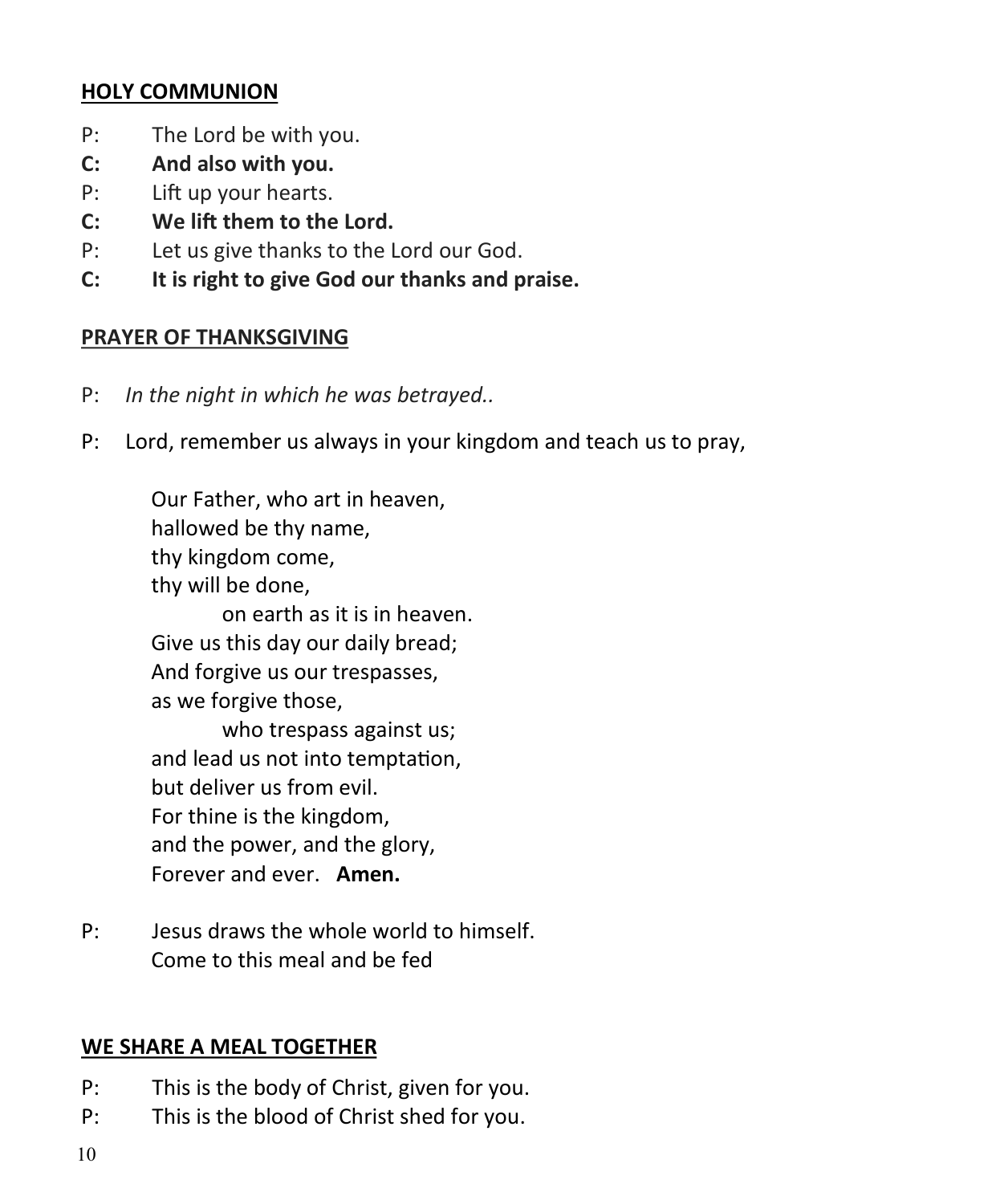**<u>HOLY COMMUNION</u>**

P: The Lord be with you.
**C: And also with you.**
P: Lift up your hearts.
**C: We lift them to the Lord.**
P: Let us give thanks to the Lord our God.
**C: It is right to give God our thanks and praise.**

**<u>PRAYER OF THANKSGIVING</u>**

P: *In the night in which he was betrayed..*

P: Lord, remember us always in your kingdom and teach us to pray,

Our Father, who art in heaven,
hallowed be thy name,
thy kingdom come,
thy will be done,
  on earth as it is in heaven.
Give us this day our daily bread;
And forgive us our trespasses,
as we forgive those,
  who trespass against us;
and lead us not into temptation,
but deliver us from evil.
For thine is the kingdom,
and the power, and the glory,
Forever and ever. **Amen.**

P: Jesus draws the whole world to himself.
Come to this meal and be fed

**<u>WE SHARE A MEAL TOGETHER</u>**

P: This is the body of Christ, given for you.
P: This is the blood of Christ shed for you.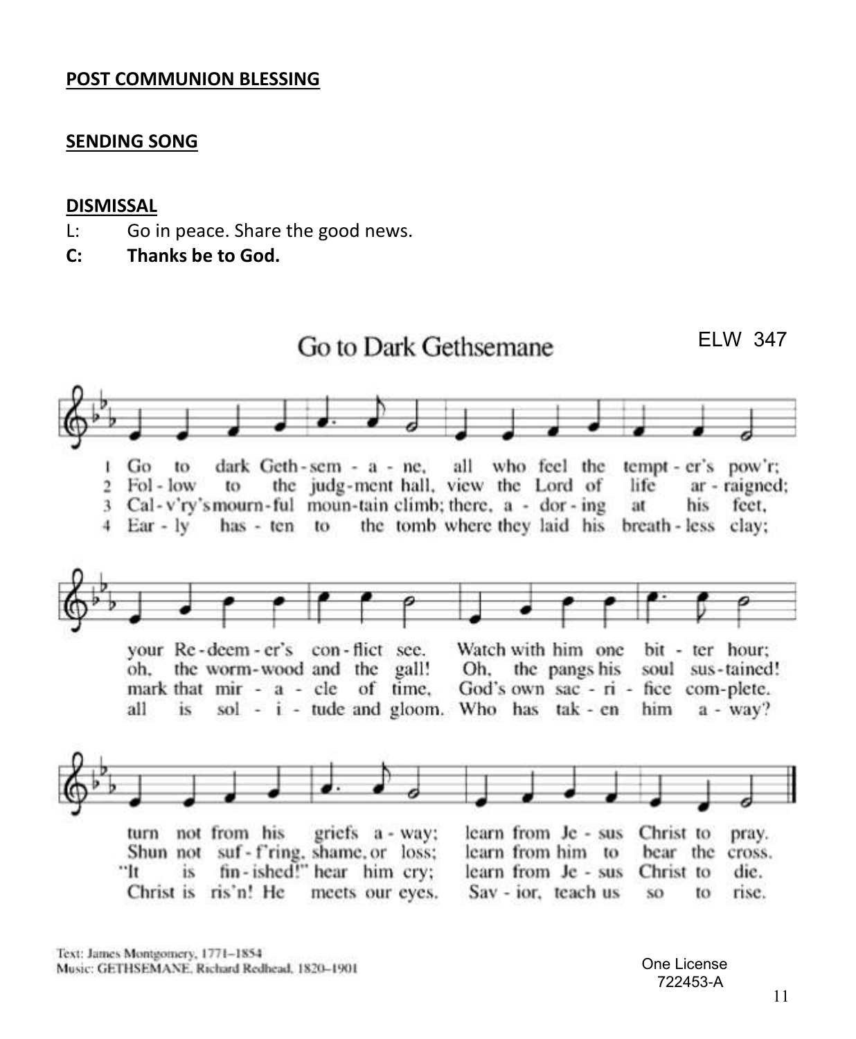**POST COMMUNION BLESSING**

**SENDING SONG**

**DISMISSAL**

L: Go in peace. Share the good news.

**C: Thanks be to God.**

## Go to Dark Gethsemane

ELW 347

1 Go to dark Geth-sem-a-ne, all who feel the tempt-er's pow'r; your Re-deem-er's con-flict see. Watch with him one bit-ter hour; turn not from his griefs a-way; learn from Je-sus Christ to pray.

2 Fol-low to the judg-ment hall, view the Lord of life ar-raigned; oh, the worm-wood and the gall! Oh, the pangs his soul sus-tained! Shun not suf-f'ring, shame, or loss; learn from him to bear the cross.

3 Cal-v'ry's mourn-ful moun-tain climb; there, a-dor-ing at his feet, mark that mir-a-cle of time, God's own sac-ri-fice com-plete. "It is fin-ished!" hear him cry; learn from Je-sus Christ to die.

4 Ear-ly has-ten to the tomb where they laid his breath-less clay; all is sol-i-tude and gloom. Who has tak-en him a-way? Christ is ris'n! He meets our eyes. Sav-ior, teach us so to rise.

Text: James Montgomery, 1771–1854
Music: GETHSEMANE, Richard Redhead, 1820–1901

One License 722453-A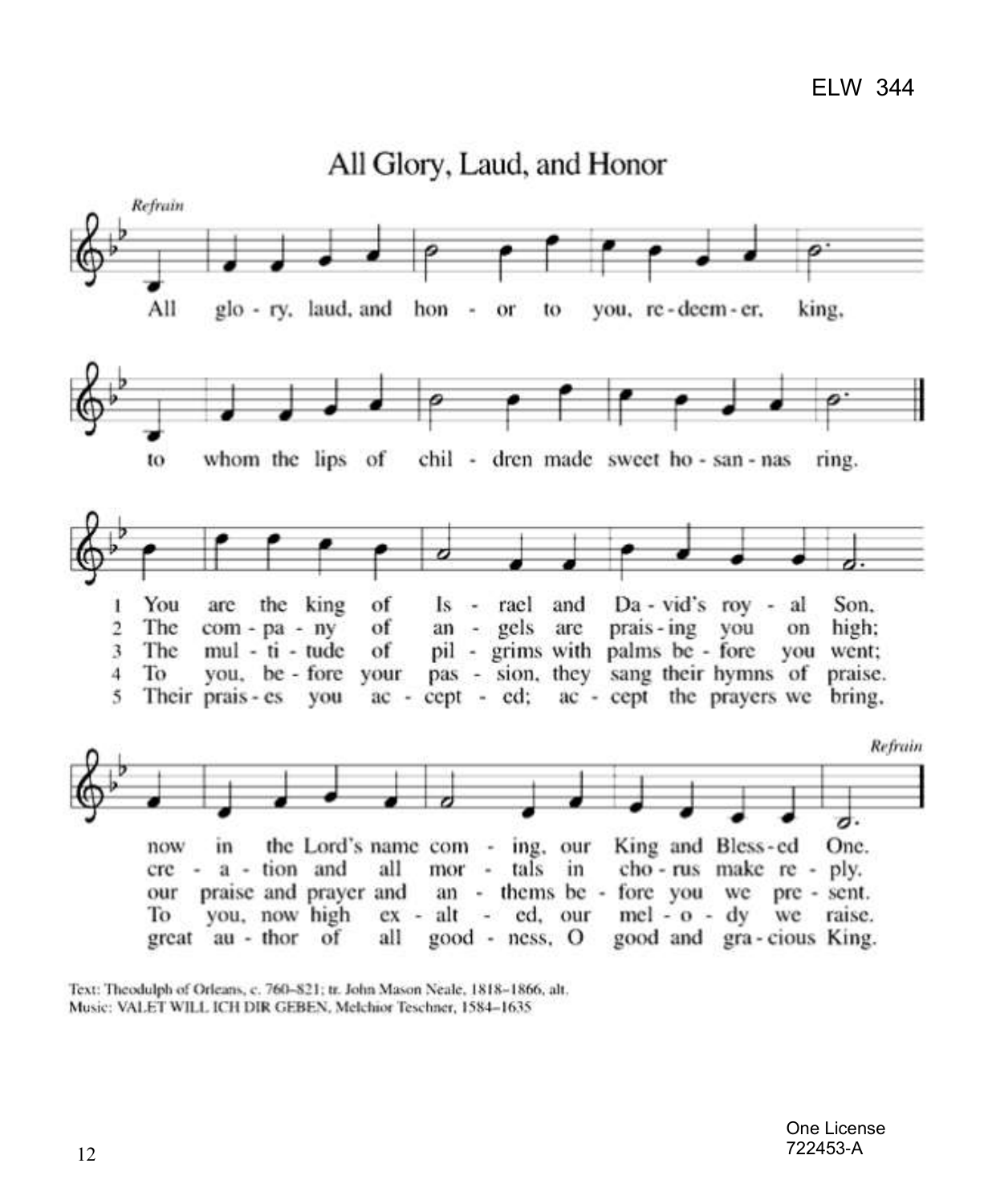ELW 344

# All Glory, Laud, and Honor

*Refrain*

All glo - ry, laud, and hon - or to you, re - deem - er, king,

to whom the lips of chil - dren made sweet ho - san - nas ring.

1 You are the king of Is - rael and Da - vid's roy - al Son,
now in the Lord's name com - ing, our King and Bless - ed One.

2 The com - pa - ny of an - gels are prais - ing you on high;
cre - a - tion and all mor - tals in cho - rus make re - ply.

3 The mul - ti - tude of pil - grims with palms be - fore you went;
our praise and prayer and an - thems be - fore you we pre - sent.

4 To you, be - fore your pas - sion, they sang their hymns of praise.
To you, now high ex - alt - ed, our mel - o - dy we raise.

5 Their prais - es you ac - cept - ed; ac - cept the prayers we bring,
great au - thor of all good - ness, O good and gra - cious King.

*Refrain*

Text: Theodulph of Orleans, c. 760–821; tr. John Mason Neale, 1818–1866, alt.
Music: VALET WILL ICH DIR GEBEN, Melchior Teschner, 1584–1635

One License
722453-A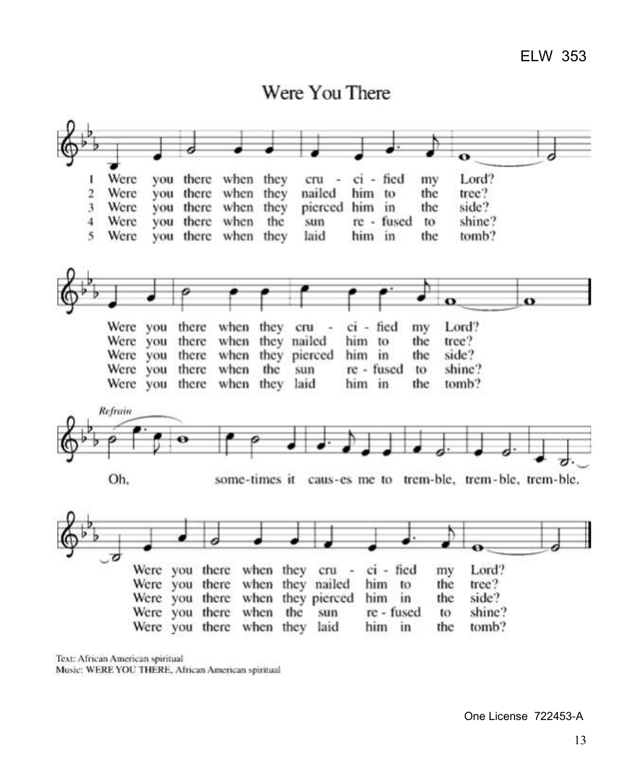ELW 353

# Were You There

1 Were you there when they cru - ci - fied my Lord?
2 Were you there when they nailed him to the tree?
3 Were you there when they pierced him in the side?
4 Were you there when the sun re - fused to shine?
5 Were you there when they laid him in the tomb?

Were you there when they cru - ci - fied my Lord?
Were you there when they nailed him to the tree?
Were you there when they pierced him in the side?
Were you there when the sun re - fused to shine?
Were you there when they laid him in the tomb?

*Refrain*

Oh, some-times it caus-es me to trem-ble, trem-ble, trem-ble.

Were you there when they cru - ci - fied my Lord?
Were you there when they nailed him to the tree?
Were you there when they pierced him in the side?
Were you there when the sun re - fused to shine?
Were you there when they laid him in the tomb?

Text: African American spiritual
Music: WERE YOU THERE, African American spiritual

One License 722453-A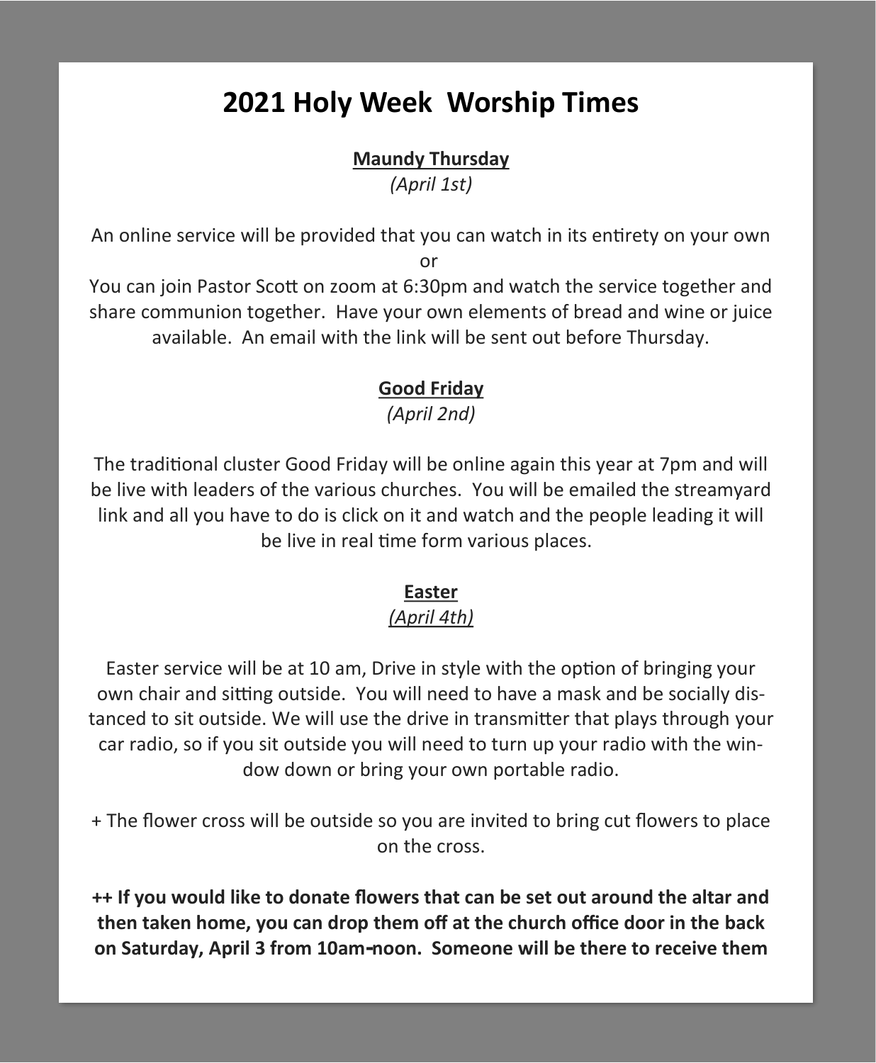# 2021 Holy Week Worship Times

**Maundy Thursday**

*(April 1st)*

An online service will be provided that you can watch in its entirety on your own
or
You can join Pastor Scott on zoom at 6:30pm and watch the service together and share communion together. Have your own elements of bread and wine or juice available. An email with the link will be sent out before Thursday.

**Good Friday**

*(April 2nd)*

The traditional cluster Good Friday will be online again this year at 7pm and will be live with leaders of the various churches. You will be emailed the streamyard link and all you have to do is click on it and watch and the people leading it will be live in real time form various places.

**Easter**

*(April 4th)*

Easter service will be at 10 am, Drive in style with the option of bringing your own chair and sitting outside. You will need to have a mask and be socially distanced to sit outside. We will use the drive in transmitter that plays through your car radio, so if you sit outside you will need to turn up your radio with the window down or bring your own portable radio.

+ The flower cross will be outside so you are invited to bring cut flowers to place on the cross.

**++ If you would like to donate flowers that can be set out around the altar and then taken home, you can drop them off at the church office door in the back on Saturday, April 3 from 10am-noon. Someone will be there to receive them**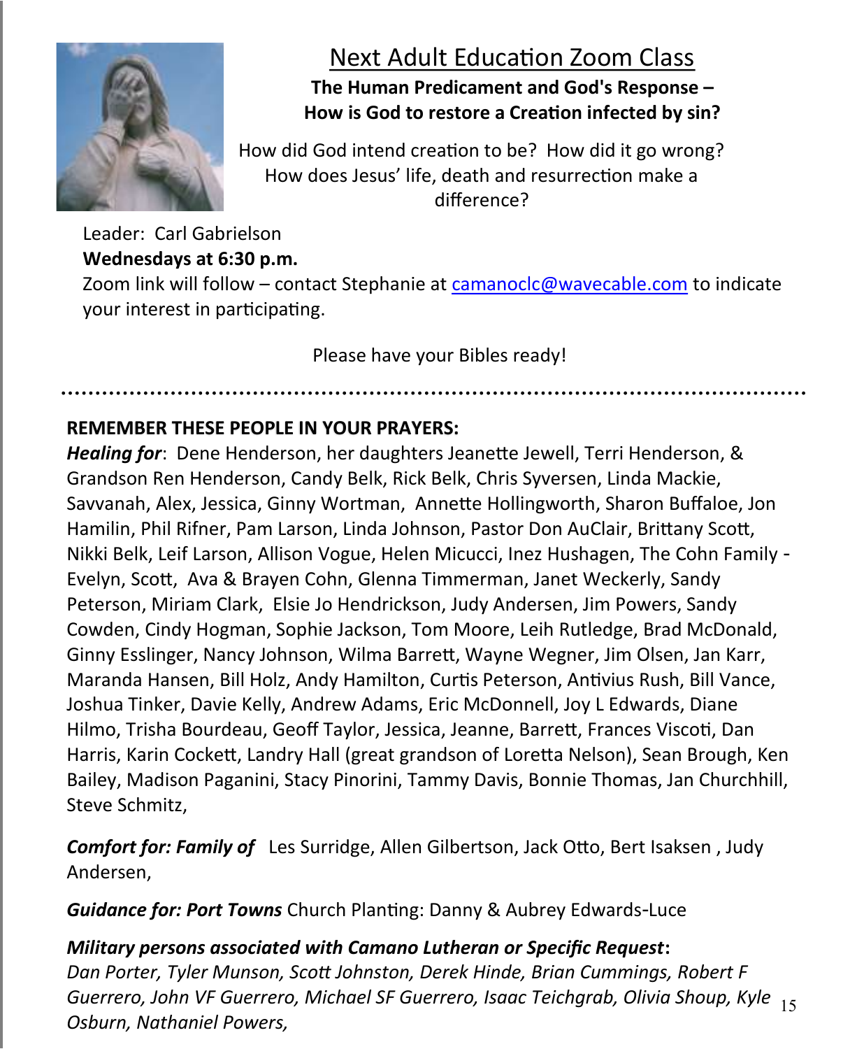## Next Adult Education Zoom Class

**The Human Predicament and God's Response – How is God to restore a Creation infected by sin?**

How did God intend creation to be? How did it go wrong? How does Jesus' life, death and resurrection make a difference?

Leader: Carl Gabrielson

**Wednesdays at 6:30 p.m.**

Zoom link will follow – contact Stephanie at camanoclc@wavecable.com to indicate your interest in participating.

Please have your Bibles ready!

---

**REMEMBER THESE PEOPLE IN YOUR PRAYERS:**

***Healing for***: Dene Henderson, her daughters Jeanette Jewell, Terri Henderson, & Grandson Ren Henderson, Candy Belk, Rick Belk, Chris Syversen, Linda Mackie, Savvanah, Alex, Jessica, Ginny Wortman, Annette Hollingworth, Sharon Buffaloe, Jon Hamilin, Phil Rifner, Pam Larson, Linda Johnson, Pastor Don AuClair, Brittany Scott, Nikki Belk, Leif Larson, Allison Vogue, Helen Micucci, Inez Hushagen, The Cohn Family - Evelyn, Scott, Ava & Brayen Cohn, Glenna Timmerman, Janet Weckerly, Sandy Peterson, Miriam Clark, Elsie Jo Hendrickson, Judy Andersen, Jim Powers, Sandy Cowden, Cindy Hogman, Sophie Jackson, Tom Moore, Leih Rutledge, Brad McDonald, Ginny Esslinger, Nancy Johnson, Wilma Barrett, Wayne Wegner, Jim Olsen, Jan Karr, Maranda Hansen, Bill Holz, Andy Hamilton, Curtis Peterson, Antivius Rush, Bill Vance, Joshua Tinker, Davie Kelly, Andrew Adams, Eric McDonnell, Joy L Edwards, Diane Hilmo, Trisha Bourdeau, Geoff Taylor, Jessica, Jeanne, Barrett, Frances Viscoti, Dan Harris, Karin Cockett, Landry Hall (great grandson of Loretta Nelson), Sean Brough, Ken Bailey, Madison Paganini, Stacy Pinorini, Tammy Davis, Bonnie Thomas, Jan Churchhill, Steve Schmitz,

***Comfort for: Family of*** Les Surridge, Allen Gilbertson, Jack Otto, Bert Isaksen , Judy Andersen,

***Guidance for: Port Towns*** Church Planting: Danny & Aubrey Edwards-Luce

***Military persons associated with Camano Lutheran or Specific Request*****:**

*Dan Porter, Tyler Munson, Scott Johnston, Derek Hinde, Brian Cummings, Robert F Guerrero, John VF Guerrero, Michael SF Guerrero, Isaac Teichgrab, Olivia Shoup, Kyle Osburn, Nathaniel Powers,*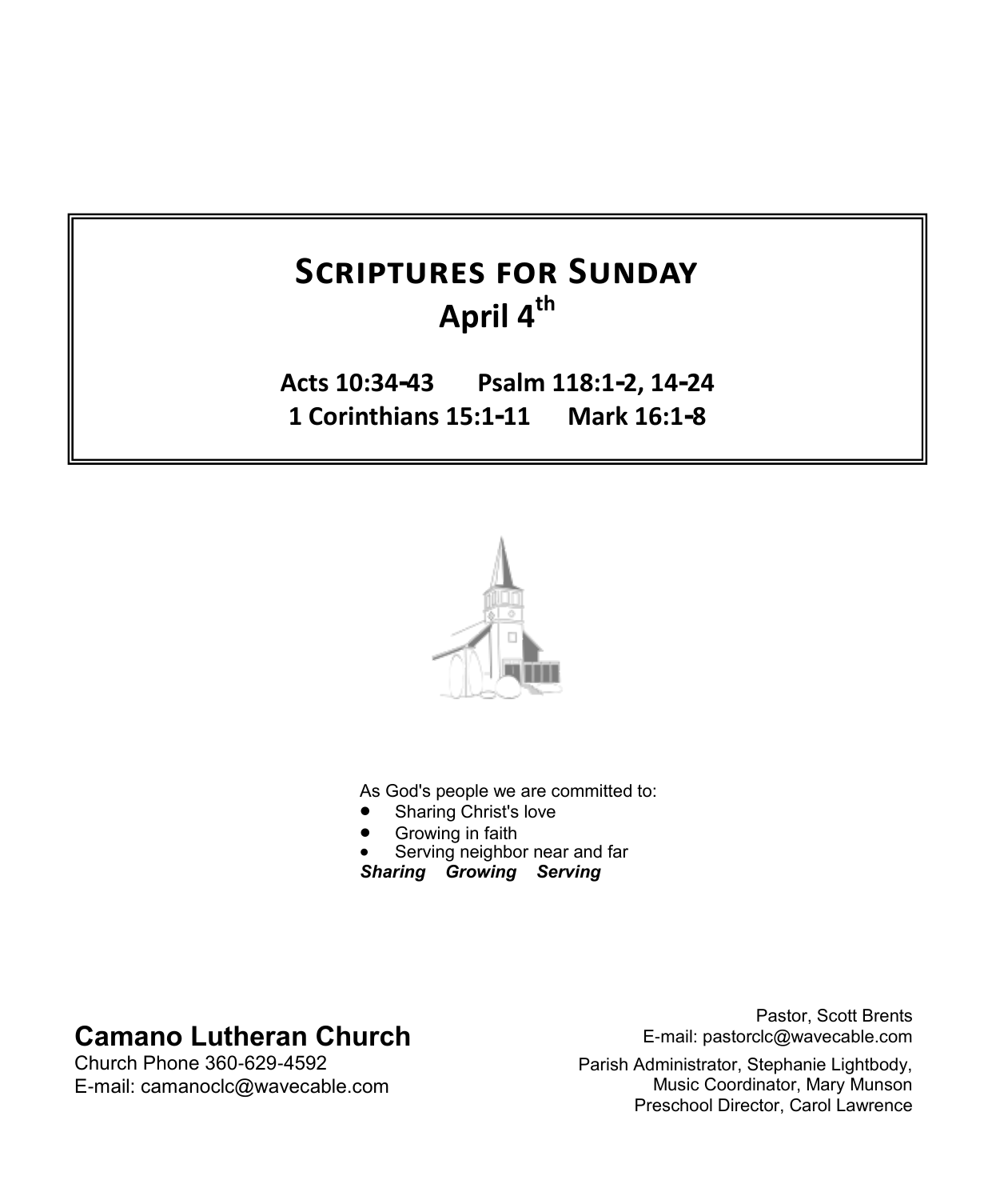# Scriptures for Sunday
## April 4th

**Acts 10:34-43 Psalm 118:1-2, 14-24**
**1 Corinthians 15:1-11 Mark 16:1-8**

As God's people we are committed to:

- Sharing Christ's love
- Growing in faith
- Serving neighbor near and far

***Sharing Growing Serving***

## Camano Lutheran Church

Church Phone 360-629-4592
E-mail: camanoclc@wavecable.com

Pastor, Scott Brents
E-mail: pastorclc@wavecable.com

Parish Administrator, Stephanie Lightbody,
Music Coordinator, Mary Munson
Preschool Director, Carol Lawrence